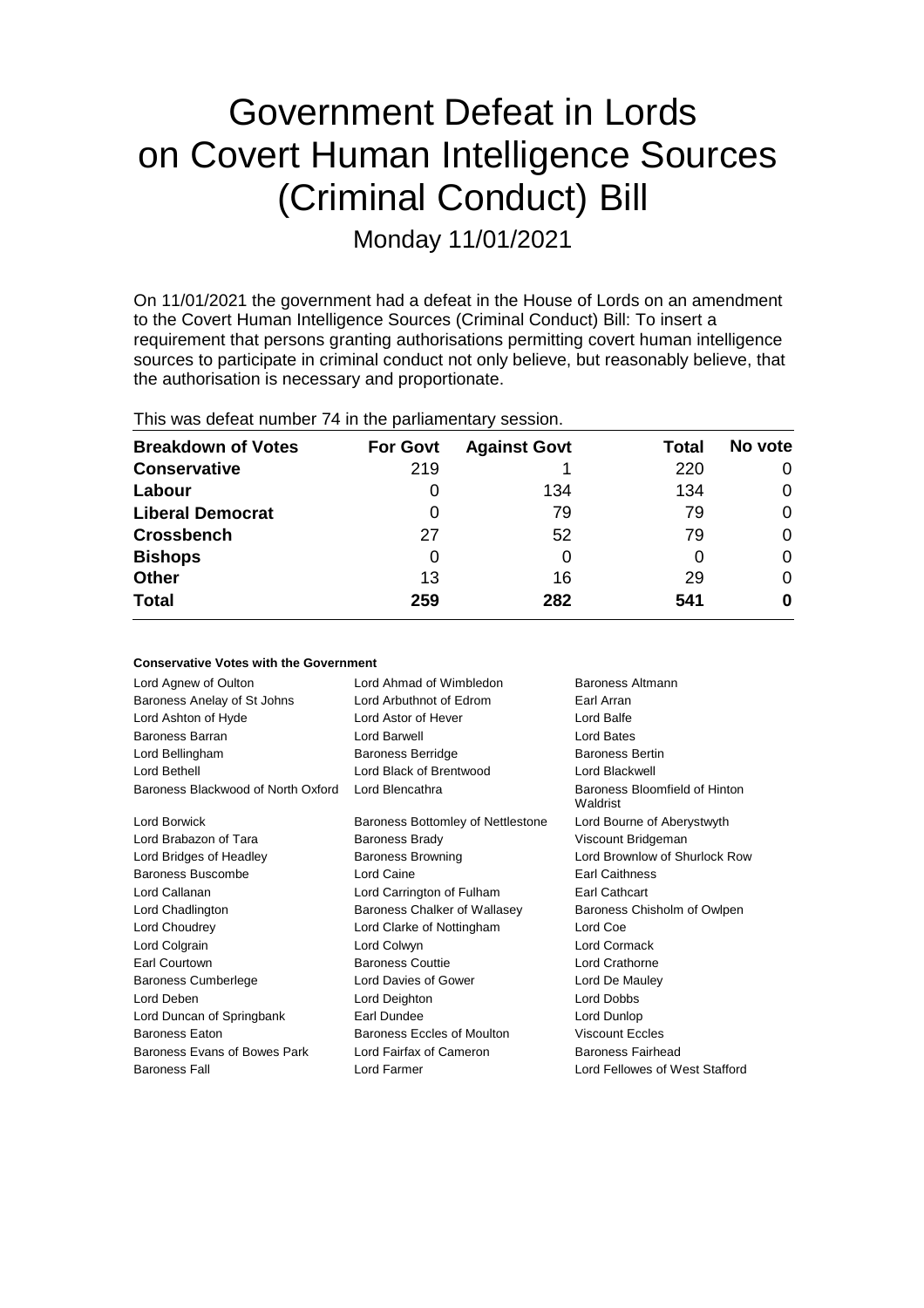# Government Defeat in Lords on Covert Human Intelligence Sources (Criminal Conduct) Bill

Monday 11/01/2021

On 11/01/2021 the government had a defeat in the House of Lords on an amendment to the Covert Human Intelligence Sources (Criminal Conduct) Bill: To insert a requirement that persons granting authorisations permitting covert human intelligence sources to participate in criminal conduct not only believe, but reasonably believe, that the authorisation is necessary and proportionate.

This was defeat number 74 in the parliamentary session.

| Breakdown of Votes | For Govt | Against Govt | Total | No vote |
|---|---|---|---|---|
| Conservative | 219 | 1 | 220 | 0 |
| Labour | 0 | 134 | 134 | 0 |
| Liberal Democrat | 0 | 79 | 79 | 0 |
| Crossbench | 27 | 52 | 79 | 0 |
| Bishops | 0 | 0 | 0 | 0 |
| Other | 13 | 16 | 29 | 0 |
| **Total** | **259** | **282** | **541** | **0** |

### Conservative Votes with the Government

| | | |
|---|---|---|
| Lord Agnew of Oulton | Lord Ahmad of Wimbledon | Baroness Altmann |
| Baroness Anelay of St Johns | Lord Arbuthnot of Edrom | Earl Arran |
| Lord Ashton of Hyde | Lord Astor of Hever | Lord Balfe |
| Baroness Barran | Lord Barwell | Lord Bates |
| Lord Bellingham | Baroness Berridge | Baroness Bertin |
| Lord Bethell | Lord Black of Brentwood | Lord Blackwell |
| Baroness Blackwood of North Oxford | Lord Blencathra | Baroness Bloomfield of Hinton Waldrist |
| Lord Borwick | Baroness Bottomley of Nettlestone | Lord Bourne of Aberystwyth |
| Lord Brabazon of Tara | Baroness Brady | Viscount Bridgeman |
| Lord Bridges of Headley | Baroness Browning | Lord Brownlow of Shurlock Row |
| Baroness Buscombe | Lord Caine | Earl Caithness |
| Lord Callanan | Lord Carrington of Fulham | Earl Cathcart |
| Lord Chadlington | Baroness Chalker of Wallasey | Baroness Chisholm of Owlpen |
| Lord Choudrey | Lord Clarke of Nottingham | Lord Coe |
| Lord Colgrain | Lord Colwyn | Lord Cormack |
| Earl Courtown | Baroness Couttie | Lord Crathorne |
| Baroness Cumberlege | Lord Davies of Gower | Lord De Mauley |
| Lord Deben | Lord Deighton | Lord Dobbs |
| Lord Duncan of Springbank | Earl Dundee | Lord Dunlop |
| Baroness Eaton | Baroness Eccles of Moulton | Viscount Eccles |
| Baroness Evans of Bowes Park | Lord Fairfax of Cameron | Baroness Fairhead |
| Baroness Fall | Lord Farmer | Lord Fellowes of West Stafford |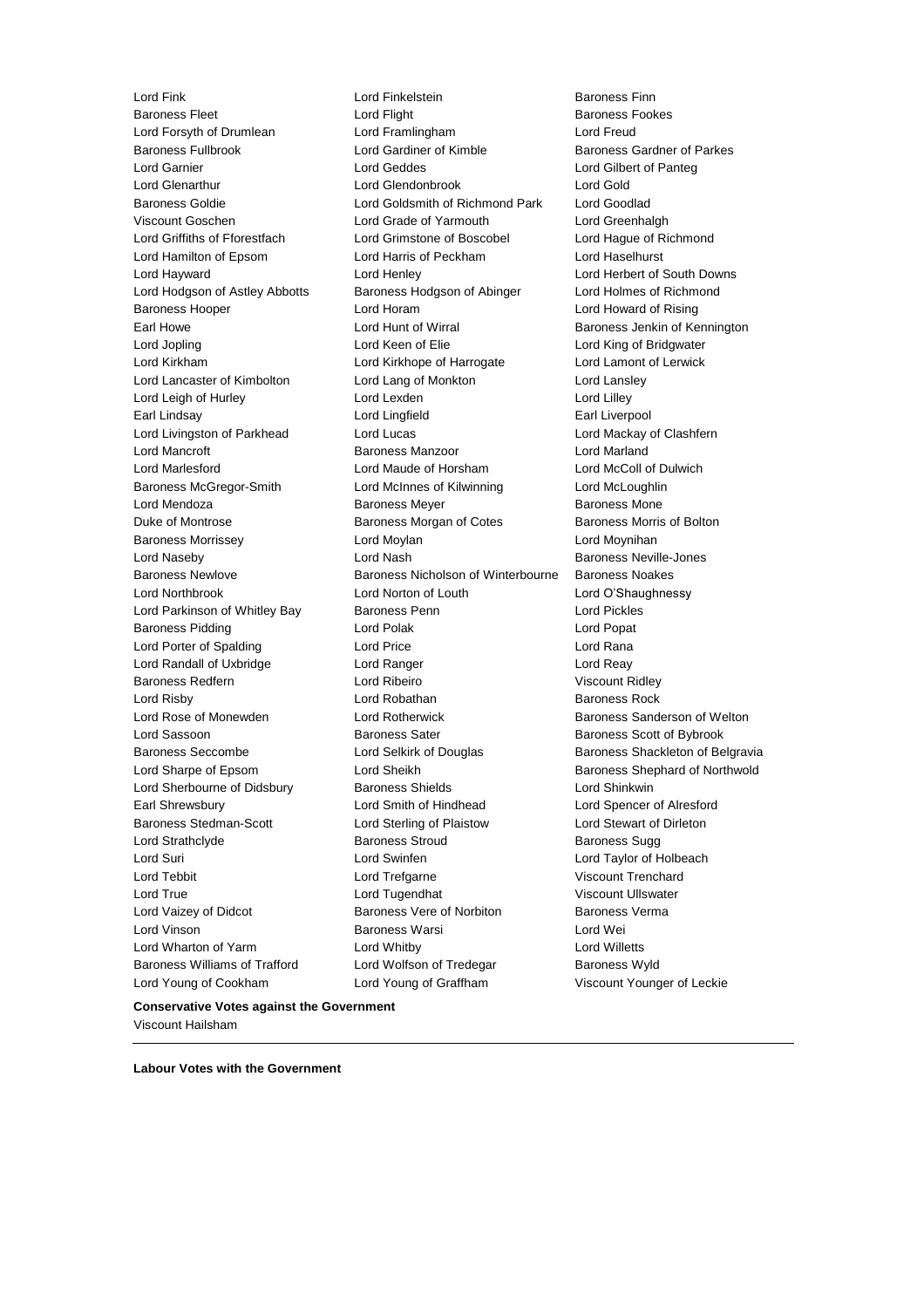Lord Fink
Lord Finkelstein
Baroness Finn
Baroness Fleet
Lord Flight
Baroness Fookes
Lord Forsyth of Drumlean
Lord Framlingham
Lord Freud
Baroness Fullbrook
Lord Gardiner of Kimble
Baroness Gardner of Parkes
Lord Garnier
Lord Geddes
Lord Gilbert of Panteg
Lord Glenarthur
Lord Glendonbrook
Lord Gold
Baroness Goldie
Lord Goldsmith of Richmond Park
Lord Goodlad
Viscount Goschen
Lord Grade of Yarmouth
Lord Greenhalgh
Lord Griffiths of Fforestfach
Lord Grimstone of Boscobel
Lord Hague of Richmond
Lord Hamilton of Epsom
Lord Harris of Peckham
Lord Haselhurst
Lord Hayward
Lord Henley
Lord Herbert of South Downs
Lord Hodgson of Astley Abbotts
Baroness Hodgson of Abinger
Lord Holmes of Richmond
Baroness Hooper
Lord Horam
Lord Howard of Rising
Earl Howe
Lord Hunt of Wirral
Baroness Jenkin of Kennington
Lord Jopling
Lord Keen of Elie
Lord King of Bridgwater
Lord Kirkham
Lord Kirkhope of Harrogate
Lord Lamont of Lerwick
Lord Lancaster of Kimbolton
Lord Lang of Monkton
Lord Lansley
Lord Leigh of Hurley
Lord Lexden
Lord Lilley
Earl Lindsay
Lord Lingfield
Earl Liverpool
Lord Livingston of Parkhead
Lord Lucas
Lord Mackay of Clashfern
Lord Mancroft
Baroness Manzoor
Lord Marland
Lord Marlesford
Lord Maude of Horsham
Lord McColl of Dulwich
Baroness McGregor-Smith
Lord McInnes of Kilwinning
Lord McLoughlin
Lord Mendoza
Baroness Meyer
Baroness Mone
Duke of Montrose
Baroness Morgan of Cotes
Baroness Morris of Bolton
Baroness Morrissey
Lord Moylan
Lord Moynihan
Lord Naseby
Lord Nash
Baroness Neville-Jones
Baroness Newlove
Baroness Nicholson of Winterbourne
Baroness Noakes
Lord Northbrook
Lord Norton of Louth
Lord O'Shaughnessy
Lord Parkinson of Whitley Bay
Baroness Penn
Lord Pickles
Baroness Pidding
Lord Polak
Lord Popat
Lord Porter of Spalding
Lord Price
Lord Rana
Lord Randall of Uxbridge
Lord Ranger
Lord Reay
Baroness Redfern
Lord Ribeiro
Viscount Ridley
Lord Risby
Lord Robathan
Baroness Rock
Lord Rose of Monewden
Lord Rotherwick
Baroness Sanderson of Welton
Lord Sassoon
Baroness Sater
Baroness Scott of Bybrook
Baroness Seccombe
Lord Selkirk of Douglas
Baroness Shackleton of Belgravia
Lord Sharpe of Epsom
Lord Sheikh
Baroness Shephard of Northwold
Lord Sherbourne of Didsbury
Baroness Shields
Lord Shinkwin
Earl Shrewsbury
Lord Smith of Hindhead
Lord Spencer of Alresford
Baroness Stedman-Scott
Lord Sterling of Plaistow
Lord Stewart of Dirleton
Lord Strathclyde
Baroness Stroud
Baroness Sugg
Lord Suri
Lord Swinfen
Lord Taylor of Holbeach
Lord Tebbit
Lord Trefgarne
Viscount Trenchard
Lord True
Lord Tugendhat
Viscount Ullswater
Lord Vaizey of Didcot
Baroness Vere of Norbiton
Baroness Verma
Lord Vinson
Baroness Warsi
Lord Wei
Lord Wharton of Yarm
Lord Whitby
Lord Willetts
Baroness Williams of Trafford
Lord Wolfson of Tredegar
Baroness Wyld
Lord Young of Cookham
Lord Young of Graffham
Viscount Younger of Leckie

**Conservative Votes against the Government**

Viscount Hailsham

---

**Labour Votes with the Government**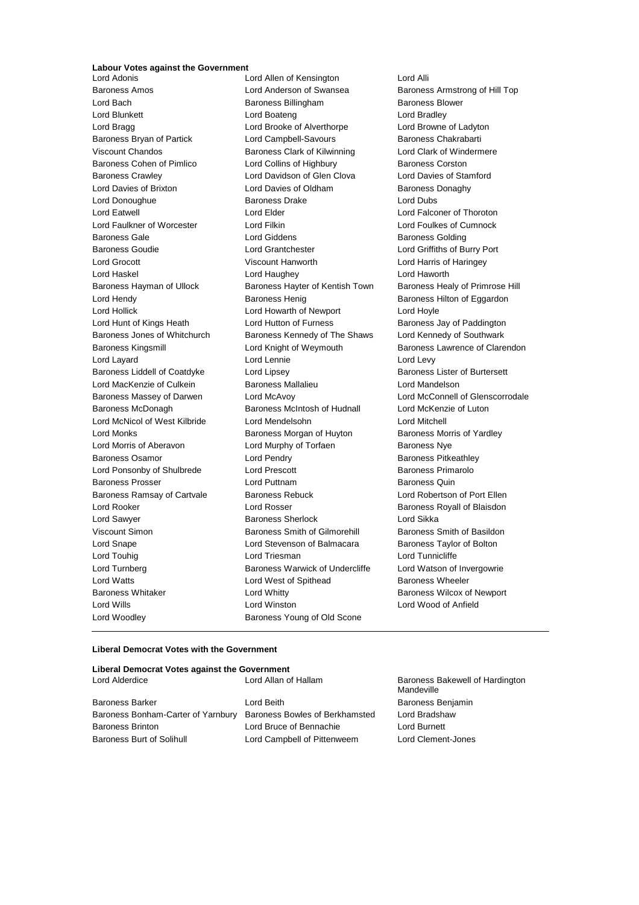**Labour Votes against the Government**

Lord Adonis
Lord Allen of Kensington
Lord Alli
Baroness Amos
Lord Anderson of Swansea
Baroness Armstrong of Hill Top
Lord Bach
Baroness Billingham
Baroness Blower
Lord Blunkett
Lord Boateng
Lord Bradley
Lord Bragg
Lord Brooke of Alverthorpe
Lord Browne of Ladyton
Baroness Bryan of Partick
Lord Campbell-Savours
Baroness Chakrabarti
Viscount Chandos
Baroness Clark of Kilwinning
Lord Clark of Windermere
Baroness Cohen of Pimlico
Lord Collins of Highbury
Baroness Corston
Baroness Crawley
Lord Davidson of Glen Clova
Lord Davies of Stamford
Lord Davies of Brixton
Lord Davies of Oldham
Baroness Donaghy
Lord Donoughue
Baroness Drake
Lord Dubs
Lord Eatwell
Lord Elder
Lord Falconer of Thoroton
Lord Faulkner of Worcester
Lord Filkin
Lord Foulkes of Cumnock
Baroness Gale
Lord Giddens
Baroness Golding
Baroness Goudie
Lord Grantchester
Lord Griffiths of Burry Port
Lord Grocott
Viscount Hanworth
Lord Harris of Haringey
Lord Haskel
Lord Haughey
Lord Haworth
Baroness Hayman of Ullock
Baroness Hayter of Kentish Town
Baroness Healy of Primrose Hill
Lord Hendy
Baroness Henig
Baroness Hilton of Eggardon
Lord Hollick
Lord Howarth of Newport
Lord Hoyle
Lord Hunt of Kings Heath
Lord Hutton of Furness
Baroness Jay of Paddington
Baroness Jones of Whitchurch
Baroness Kennedy of The Shaws
Lord Kennedy of Southwark
Baroness Kingsmill
Lord Knight of Weymouth
Baroness Lawrence of Clarendon
Lord Layard
Lord Lennie
Lord Levy
Baroness Liddell of Coatdyke
Lord Lipsey
Baroness Lister of Burtersett
Lord MacKenzie of Culkein
Baroness Mallalieu
Lord Mandelson
Baroness Massey of Darwen
Lord McAvoy
Lord McConnell of Glenscorrodale
Baroness McDonagh
Baroness McIntosh of Hudnall
Lord McKenzie of Luton
Lord McNicol of West Kilbride
Lord Mendelsohn
Lord Mitchell
Lord Monks
Baroness Morgan of Huyton
Baroness Morris of Yardley
Lord Morris of Aberavon
Lord Murphy of Torfaen
Baroness Nye
Baroness Osamor
Lord Pendry
Baroness Pitkeathley
Lord Ponsonby of Shulbrede
Lord Prescott
Baroness Primarolo
Baroness Prosser
Lord Puttnam
Baroness Quin
Baroness Ramsay of Cartvale
Baroness Rebuck
Lord Robertson of Port Ellen
Lord Rooker
Lord Rosser
Baroness Royall of Blaisdon
Lord Sawyer
Baroness Sherlock
Lord Sikka
Viscount Simon
Baroness Smith of Gilmorehill
Baroness Smith of Basildon
Lord Snape
Lord Stevenson of Balmacara
Baroness Taylor of Bolton
Lord Touhig
Lord Triesman
Lord Tunnicliffe
Lord Turnberg
Baroness Warwick of Undercliffe
Lord Watson of Invergowrie
Lord Watts
Lord West of Spithead
Baroness Wheeler
Baroness Whitaker
Lord Whitty
Baroness Wilcox of Newport
Lord Wills
Lord Winston
Lord Wood of Anfield
Lord Woodley
Baroness Young of Old Scone

---

**Liberal Democrat Votes with the Government**

**Liberal Democrat Votes against the Government**

Lord Alderdice
Lord Allan of Hallam
Baroness Bakewell of Hardington Mandeville
Baroness Barker
Lord Beith
Baroness Benjamin
Baroness Bonham-Carter of Yarnbury
Baroness Bowles of Berkhamsted
Lord Bradshaw
Baroness Brinton
Lord Bruce of Bennachie
Lord Burnett
Baroness Burt of Solihull
Lord Campbell of Pittenweem
Lord Clement-Jones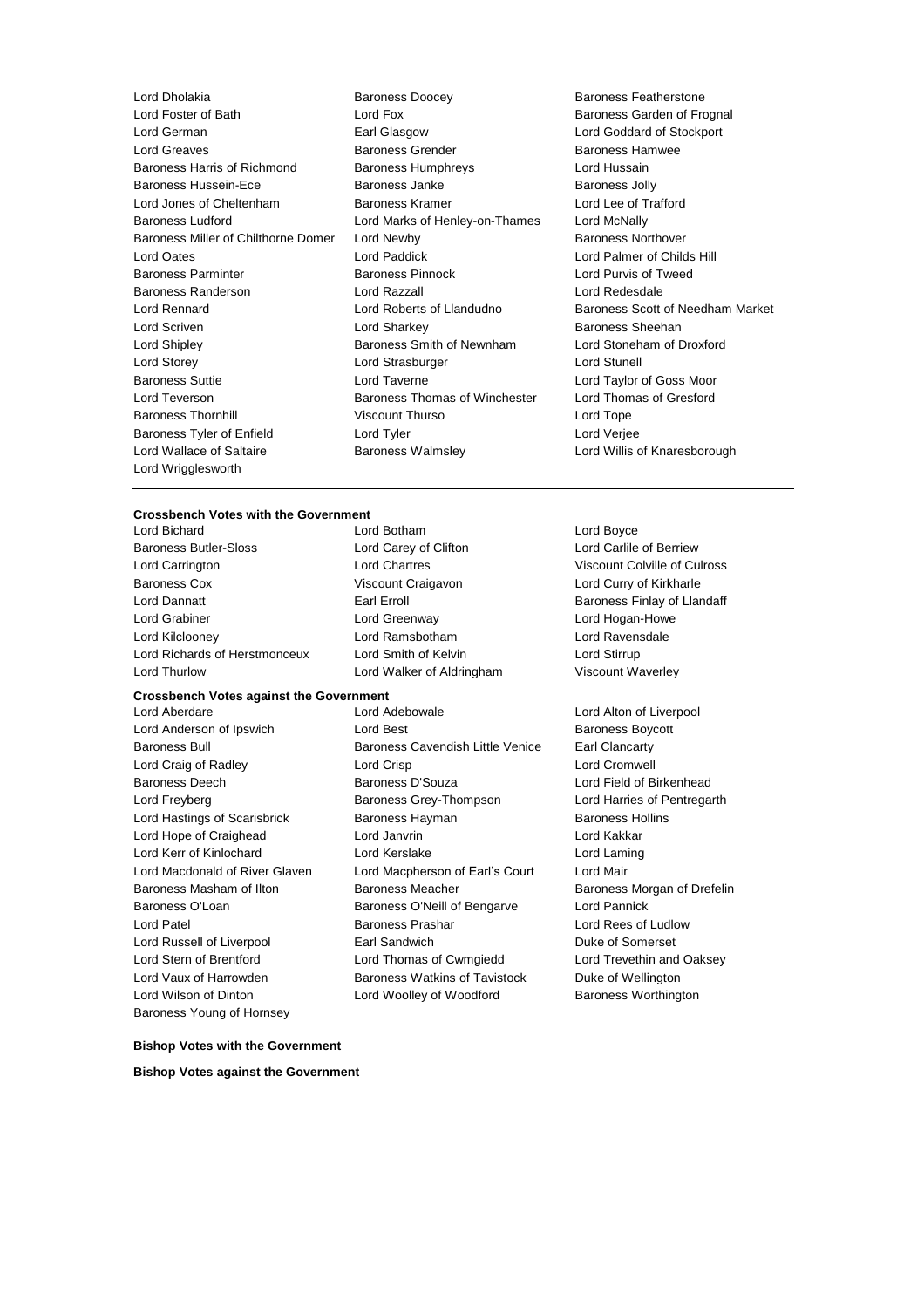Lord Dholakia
Baroness Doocey
Baroness Featherstone
Lord Foster of Bath
Lord Fox
Baroness Garden of Frognal
Lord German
Earl Glasgow
Lord Goddard of Stockport
Lord Greaves
Baroness Grender
Baroness Hamwee
Baroness Harris of Richmond
Baroness Humphreys
Lord Hussain
Baroness Hussein-Ece
Baroness Janke
Baroness Jolly
Lord Jones of Cheltenham
Baroness Kramer
Lord Lee of Trafford
Baroness Ludford
Lord Marks of Henley-on-Thames
Lord McNally
Baroness Miller of Chilthorne Domer
Lord Newby
Baroness Northover
Lord Oates
Lord Paddick
Lord Palmer of Childs Hill
Baroness Parminter
Baroness Pinnock
Lord Purvis of Tweed
Baroness Randerson
Lord Razzall
Lord Redesdale
Lord Rennard
Lord Roberts of Llandudno
Baroness Scott of Needham Market
Lord Scriven
Lord Sharkey
Baroness Sheehan
Lord Shipley
Baroness Smith of Newnham
Lord Stoneham of Droxford
Lord Storey
Lord Strasburger
Lord Stunell
Baroness Suttie
Lord Taverne
Lord Taylor of Goss Moor
Lord Teverson
Baroness Thomas of Winchester
Lord Thomas of Gresford
Baroness Thornhill
Viscount Thurso
Lord Tope
Baroness Tyler of Enfield
Lord Tyler
Lord Verjee
Lord Wallace of Saltaire
Baroness Walmsley
Lord Willis of Knaresborough
Lord Wrigglesworth

**Crossbench Votes with the Government**

Lord Bichard
Lord Botham
Lord Boyce
Baroness Butler-Sloss
Lord Carey of Clifton
Lord Carlile of Berriew
Lord Carrington
Lord Chartres
Viscount Colville of Culross
Baroness Cox
Viscount Craigavon
Lord Curry of Kirkharle
Lord Dannatt
Earl Erroll
Baroness Finlay of Llandaff
Lord Grabiner
Lord Greenway
Lord Hogan-Howe
Lord Kilclooney
Lord Ramsbotham
Lord Ravensdale
Lord Richards of Herstmonceux
Lord Smith of Kelvin
Lord Stirrup
Lord Thurlow
Lord Walker of Aldringham
Viscount Waverley

**Crossbench Votes against the Government**

Lord Aberdare
Lord Adebowale
Lord Alton of Liverpool
Lord Anderson of Ipswich
Lord Best
Baroness Boycott
Baroness Bull
Baroness Cavendish Little Venice
Earl Clancarty
Lord Craig of Radley
Lord Crisp
Lord Cromwell
Baroness Deech
Baroness D'Souza
Lord Field of Birkenhead
Lord Freyberg
Baroness Grey-Thompson
Lord Harries of Pentregarth
Lord Hastings of Scarisbrick
Baroness Hayman
Baroness Hollins
Lord Hope of Craighead
Lord Janvrin
Lord Kakkar
Lord Kerr of Kinlochard
Lord Kerslake
Lord Laming
Lord Macdonald of River Glaven
Lord Macpherson of Earl's Court
Lord Mair
Baroness Masham of Ilton
Baroness Meacher
Baroness Morgan of Drefelin
Baroness O'Loan
Baroness O'Neill of Bengarve
Lord Pannick
Lord Patel
Baroness Prashar
Lord Rees of Ludlow
Lord Russell of Liverpool
Earl Sandwich
Duke of Somerset
Lord Stern of Brentford
Lord Thomas of Cwmgiedd
Lord Trevethin and Oaksey
Lord Vaux of Harrowden
Baroness Watkins of Tavistock
Duke of Wellington
Lord Wilson of Dinton
Lord Woolley of Woodford
Baroness Worthington
Baroness Young of Hornsey

**Bishop Votes with the Government**

**Bishop Votes against the Government**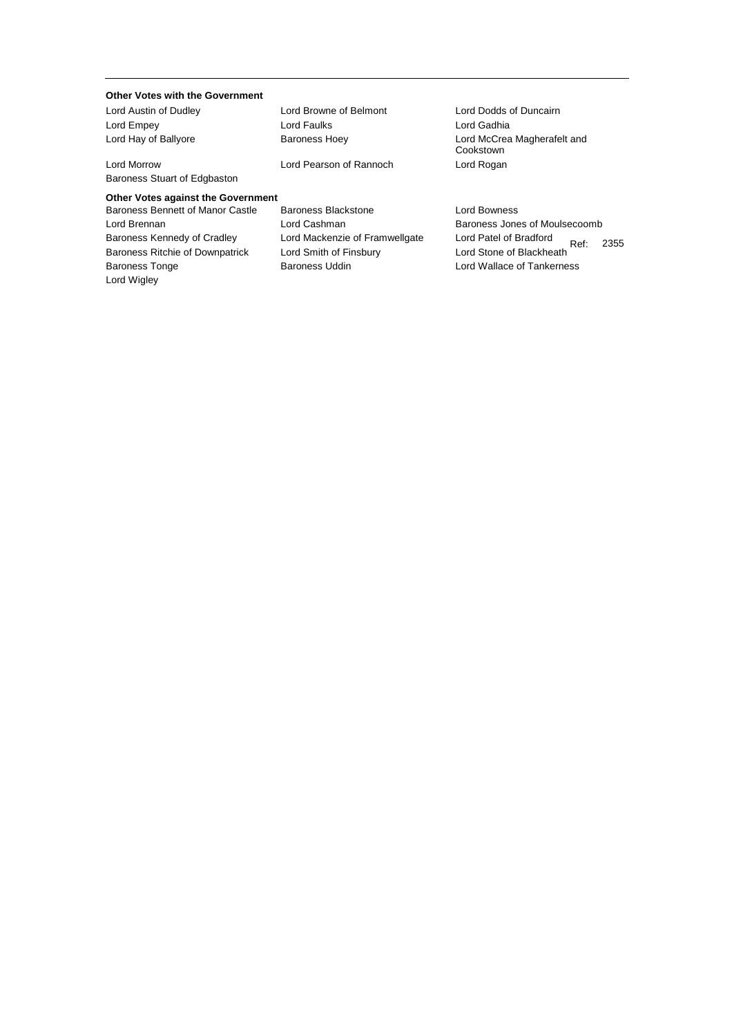### Other Votes with the Government

Lord Austin of Dudley
Lord Browne of Belmont
Lord Dodds of Duncairn
Lord Empey
Lord Faulks
Lord Gadhia
Lord Hay of Ballyore
Baroness Hoey
Lord McCrea Magherafelt and Cookstown
Lord Morrow
Lord Pearson of Rannoch
Lord Rogan
Baroness Stuart of Edgbaston

### Other Votes against the Government

Baroness Bennett of Manor Castle
Baroness Blackstone
Lord Bowness
Lord Brennan
Lord Cashman
Baroness Jones of Moulsecoomb
Baroness Kennedy of Cradley
Lord Mackenzie of Framwellgate
Lord Patel of Bradford
Baroness Ritchie of Downpatrick
Lord Smith of Finsbury
Lord Stone of Blackheath
Baroness Tonge
Baroness Uddin
Lord Wallace of Tankerness
Lord Wigley

Ref: 2355